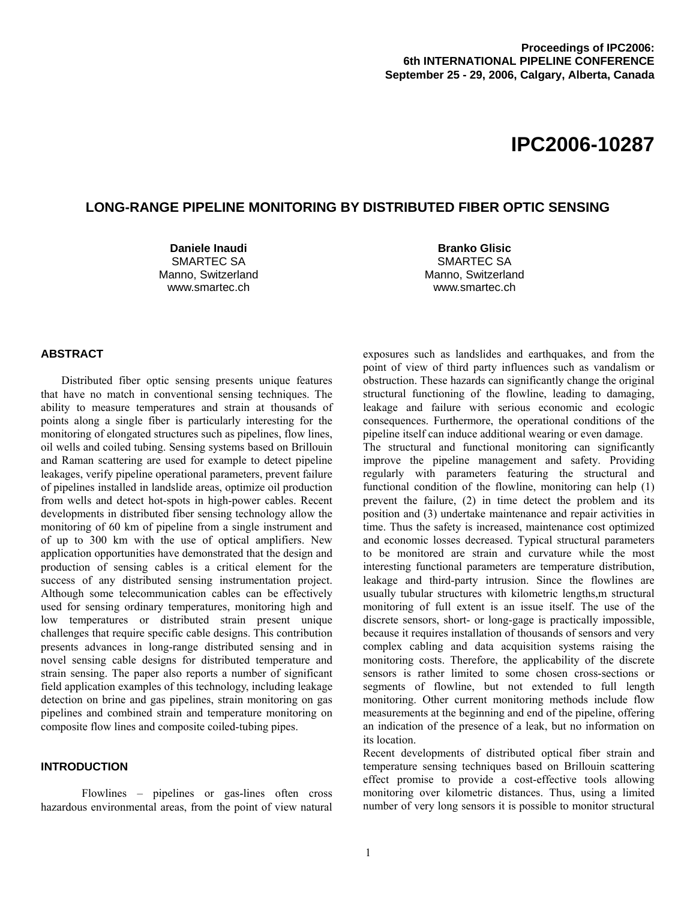Proceedings of IPC2006:
6th INTERNATIONAL PIPELINE CONFERENCE
September 25 - 29, 2006, Calgary, Alberta, Canada

# IPC2006-10287

## LONG-RANGE PIPELINE MONITORING BY DISTRIBUTED FIBER OPTIC SENSING

**Daniele Inaudi**
SMARTEC SA
Manno, Switzerland
www.smartec.ch

**Branko Glisic**
SMARTEC SA
Manno, Switzerland
www.smartec.ch

### ABSTRACT

Distributed fiber optic sensing presents unique features that have no match in conventional sensing techniques. The ability to measure temperatures and strain at thousands of points along a single fiber is particularly interesting for the monitoring of elongated structures such as pipelines, flow lines, oil wells and coiled tubing. Sensing systems based on Brillouin and Raman scattering are used for example to detect pipeline leakages, verify pipeline operational parameters, prevent failure of pipelines installed in landslide areas, optimize oil production from wells and detect hot-spots in high-power cables. Recent developments in distributed fiber sensing technology allow the monitoring of 60 km of pipeline from a single instrument and of up to 300 km with the use of optical amplifiers. New application opportunities have demonstrated that the design and production of sensing cables is a critical element for the success of any distributed sensing instrumentation project. Although some telecommunication cables can be effectively used for sensing ordinary temperatures, monitoring high and low temperatures or distributed strain present unique challenges that require specific cable designs. This contribution presents advances in long-range distributed sensing and in novel sensing cable designs for distributed temperature and strain sensing. The paper also reports a number of significant field application examples of this technology, including leakage detection on brine and gas pipelines, strain monitoring on gas pipelines and combined strain and temperature monitoring on composite flow lines and composite coiled-tubing pipes.

### INTRODUCTION

Flowlines – pipelines or gas-lines often cross hazardous environmental areas, from the point of view natural exposures such as landslides and earthquakes, and from the point of view of third party influences such as vandalism or obstruction. These hazards can significantly change the original structural functioning of the flowline, leading to damaging, leakage and failure with serious economic and ecologic consequences. Furthermore, the operational conditions of the pipeline itself can induce additional wearing or even damage.

The structural and functional monitoring can significantly improve the pipeline management and safety. Providing regularly with parameters featuring the structural and functional condition of the flowline, monitoring can help (1) prevent the failure, (2) in time detect the problem and its position and (3) undertake maintenance and repair activities in time. Thus the safety is increased, maintenance cost optimized and economic losses decreased. Typical structural parameters to be monitored are strain and curvature while the most interesting functional parameters are temperature distribution, leakage and third-party intrusion. Since the flowlines are usually tubular structures with kilometric lengths,m structural monitoring of full extent is an issue itself. The use of the discrete sensors, short- or long-gage is practically impossible, because it requires installation of thousands of sensors and very complex cabling and data acquisition systems raising the monitoring costs. Therefore, the applicability of the discrete sensors is rather limited to some chosen cross-sections or segments of flowline, but not extended to full length monitoring. Other current monitoring methods include flow measurements at the beginning and end of the pipeline, offering an indication of the presence of a leak, but no information on its location.

Recent developments of distributed optical fiber strain and temperature sensing techniques based on Brillouin scattering effect promise to provide a cost-effective tools allowing monitoring over kilometric distances. Thus, using a limited number of very long sensors it is possible to monitor structural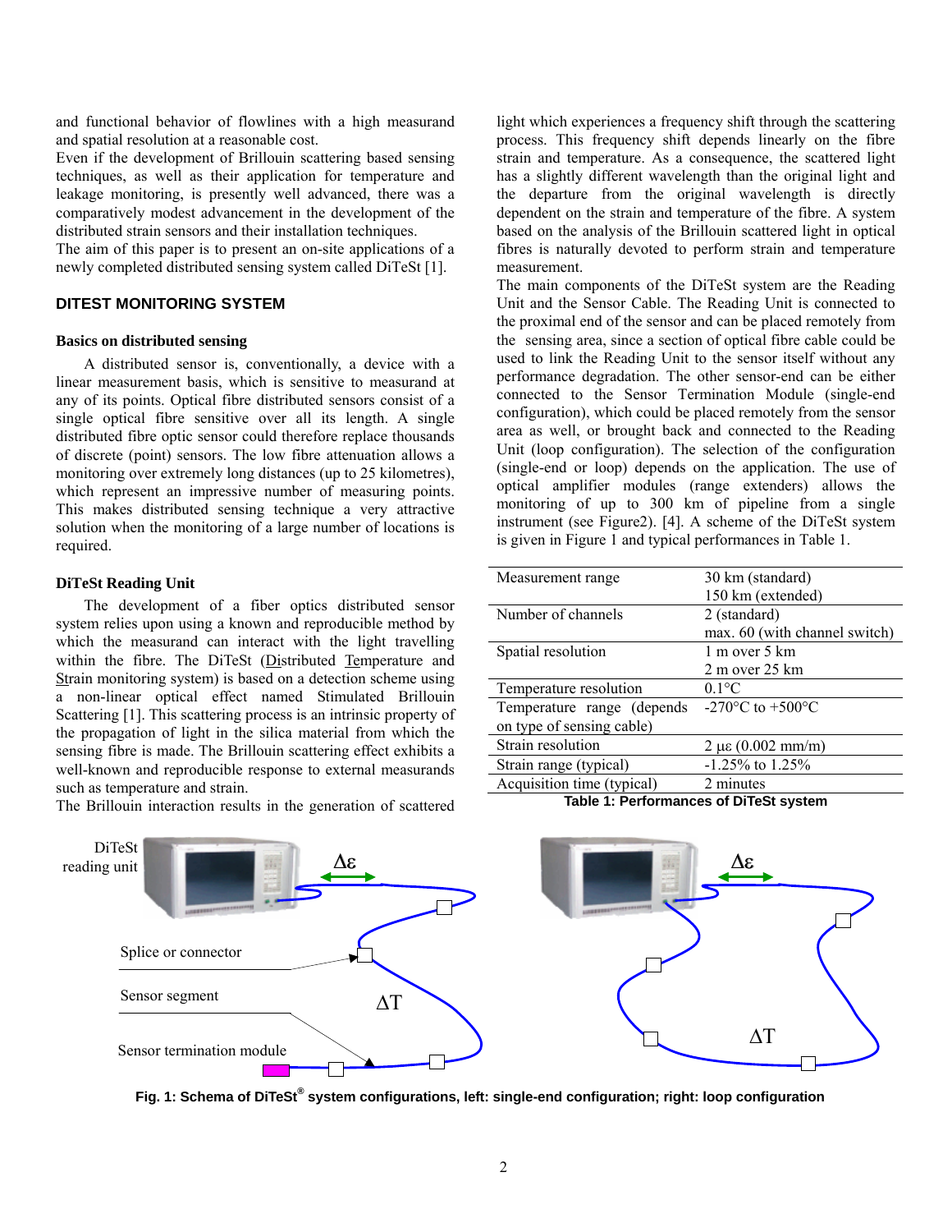and functional behavior of flowlines with a high measurand and spatial resolution at a reasonable cost.

Even if the development of Brillouin scattering based sensing techniques, as well as their application for temperature and leakage monitoring, is presently well advanced, there was a comparatively modest advancement in the development of the distributed strain sensors and their installation techniques.

The aim of this paper is to present an on-site applications of a newly completed distributed sensing system called DiTeSt [1].

## DITEST MONITORING SYSTEM

### Basics on distributed sensing

A distributed sensor is, conventionally, a device with a linear measurement basis, which is sensitive to measurand at any of its points. Optical fibre distributed sensors consist of a single optical fibre sensitive over all its length. A single distributed fibre optic sensor could therefore replace thousands of discrete (point) sensors. The low fibre attenuation allows a monitoring over extremely long distances (up to 25 kilometres), which represent an impressive number of measuring points. This makes distributed sensing technique a very attractive solution when the monitoring of a large number of locations is required.

### DiTeSt Reading Unit

The development of a fiber optics distributed sensor system relies upon using a known and reproducible method by which the measurand can interact with the light travelling within the fibre. The DiTeSt (Distributed Temperature and Strain monitoring system) is based on a detection scheme using a non-linear optical effect named Stimulated Brillouin Scattering [1]. This scattering process is an intrinsic property of the propagation of light in the silica material from which the sensing fibre is made. The Brillouin scattering effect exhibits a well-known and reproducible response to external measurands such as temperature and strain.

The Brillouin interaction results in the generation of scattered light which experiences a frequency shift through the scattering process. This frequency shift depends linearly on the fibre strain and temperature. As a consequence, the scattered light has a slightly different wavelength than the original light and the departure from the original wavelength is directly dependent on the strain and temperature of the fibre. A system based on the analysis of the Brillouin scattered light in optical fibres is naturally devoted to perform strain and temperature measurement.

The main components of the DiTeSt system are the Reading Unit and the Sensor Cable. The Reading Unit is connected to the proximal end of the sensor and can be placed remotely from the sensing area, since a section of optical fibre cable could be used to link the Reading Unit to the sensor itself without any performance degradation. The other sensor-end can be either connected to the Sensor Termination Module (single-end configuration), which could be placed remotely from the sensor area as well, or brought back and connected to the Reading Unit (loop configuration). The selection of the configuration (single-end or loop) depends on the application. The use of optical amplifier modules (range extenders) allows the monitoring of up to 300 km of pipeline from a single instrument (see Figure2). [4]. A scheme of the DiTeSt system is given in Figure 1 and typical performances in Table 1.

| Parameter | Value |
|---|---|
| Measurement range | 30 km (standard)<br>150 km (extended) |
| Number of channels | 2 (standard)<br>max. 60 (with channel switch) |
| Spatial resolution | 1 m over 5 km<br>2 m over 25 km |
| Temperature resolution | 0.1°C |
| Temperature range (depends on type of sensing cable) | -270°C to +500°C |
| Strain resolution | 2 με (0.002 mm/m) |
| Strain range (typical) | -1.25% to 1.25% |
| Acquisition time (typical) | 2 minutes |

**Table 1: Performances of DiTeSt system**

**Fig. 1: Schema of DiTeSt® system configurations, left: single-end configuration; right: loop configuration**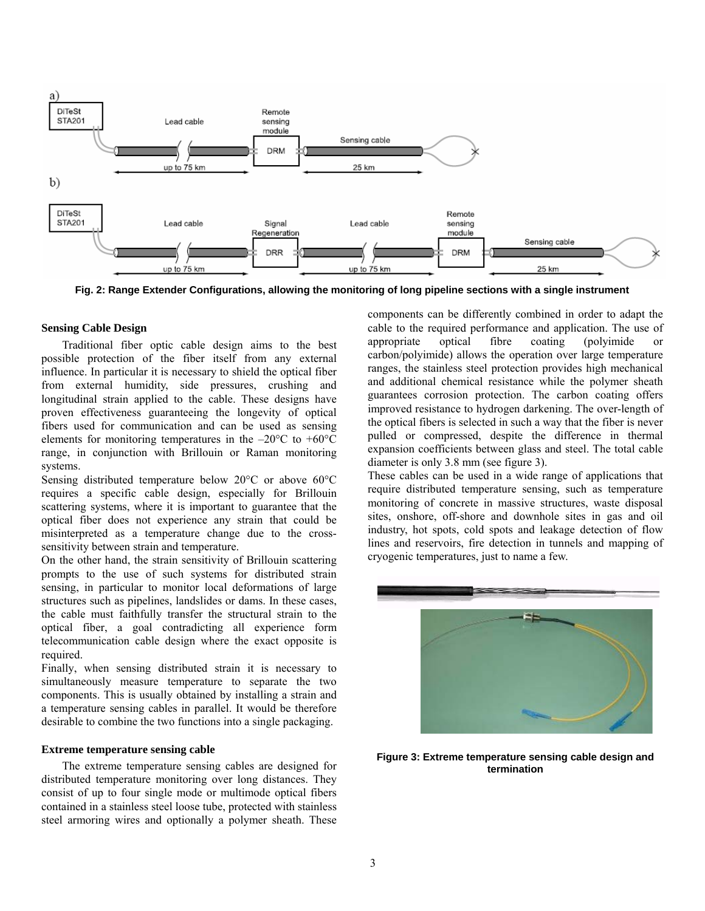a)

DiTeSt STA201

Lead cable

Remote sensing module

DRM

Sensing cable

up to 75 km

25 km

b)

DiTeSt STA201

Lead cable

Signal Regeneration

DRR

Lead cable

Remote sensing module

DRM

Sensing cable

up to 75 km

up to 75 km

25 km

**Fig. 2: Range Extender Configurations, allowing the monitoring of long pipeline sections with a single instrument**

### Sensing Cable Design

Traditional fiber optic cable design aims to the best possible protection of the fiber itself from any external influence. In particular it is necessary to shield the optical fiber from external humidity, side pressures, crushing and longitudinal strain applied to the cable. These designs have proven effectiveness guaranteeing the longevity of optical fibers used for communication and can be used as sensing elements for monitoring temperatures in the –20°C to +60°C range, in conjunction with Brillouin or Raman monitoring systems.

Sensing distributed temperature below 20°C or above 60°C requires a specific cable design, especially for Brillouin scattering systems, where it is important to guarantee that the optical fiber does not experience any strain that could be misinterpreted as a temperature change due to the cross-sensitivity between strain and temperature.

On the other hand, the strain sensitivity of Brillouin scattering prompts to the use of such systems for distributed strain sensing, in particular to monitor local deformations of large structures such as pipelines, landslides or dams. In these cases, the cable must faithfully transfer the structural strain to the optical fiber, a goal contradicting all experience form telecommunication cable design where the exact opposite is required.

Finally, when sensing distributed strain it is necessary to simultaneously measure temperature to separate the two components. This is usually obtained by installing a strain and a temperature sensing cables in parallel. It would be therefore desirable to combine the two functions into a single packaging.

### Extreme temperature sensing cable

The extreme temperature sensing cables are designed for distributed temperature monitoring over long distances. They consist of up to four single mode or multimode optical fibers contained in a stainless steel loose tube, protected with stainless steel armoring wires and optionally a polymer sheath. These components can be differently combined in order to adapt the cable to the required performance and application. The use of appropriate optical fibre coating (polyimide or carbon/polyimide) allows the operation over large temperature ranges, the stainless steel protection provides high mechanical and additional chemical resistance while the polymer sheath guarantees corrosion protection. The carbon coating offers improved resistance to hydrogen darkening. The over-length of the optical fibers is selected in such a way that the fiber is never pulled or compressed, despite the difference in thermal expansion coefficients between glass and steel. The total cable diameter is only 3.8 mm (see figure 3).

These cables can be used in a wide range of applications that require distributed temperature sensing, such as temperature monitoring of concrete in massive structures, waste disposal sites, onshore, off-shore and downhole sites in gas and oil industry, hot spots, cold spots and leakage detection of flow lines and reservoirs, fire detection in tunnels and mapping of cryogenic temperatures, just to name a few.

**Figure 3: Extreme temperature sensing cable design and termination**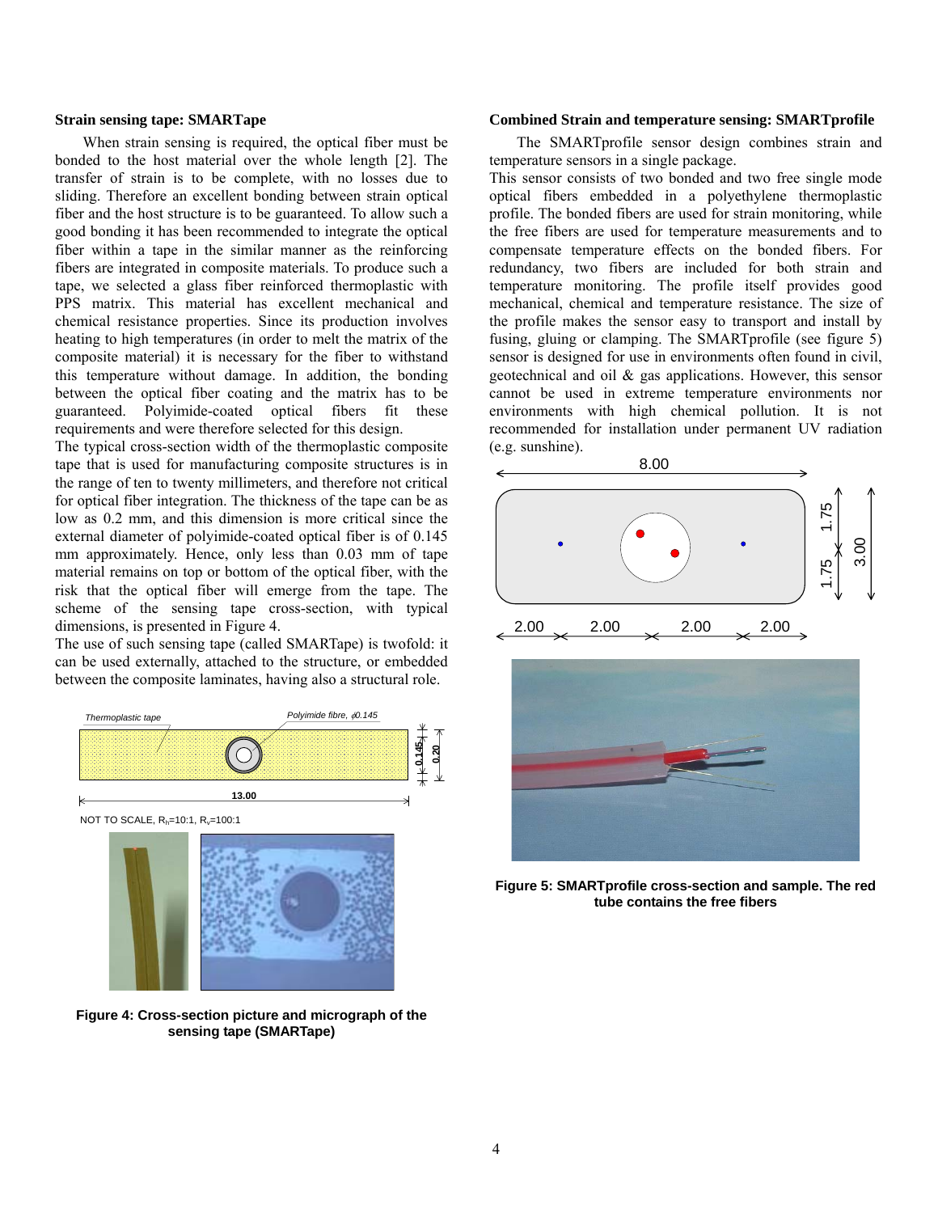### Strain sensing tape: SMARTape

When strain sensing is required, the optical fiber must be bonded to the host material over the whole length [2]. The transfer of strain is to be complete, with no losses due to sliding. Therefore an excellent bonding between strain optical fiber and the host structure is to be guaranteed. To allow such a good bonding it has been recommended to integrate the optical fiber within a tape in the similar manner as the reinforcing fibers are integrated in composite materials. To produce such a tape, we selected a glass fiber reinforced thermoplastic with PPS matrix. This material has excellent mechanical and chemical resistance properties. Since its production involves heating to high temperatures (in order to melt the matrix of the composite material) it is necessary for the fiber to withstand this temperature without damage. In addition, the bonding between the optical fiber coating and the matrix has to be guaranteed. Polyimide-coated optical fibers fit these requirements and were therefore selected for this design.

The typical cross-section width of the thermoplastic composite tape that is used for manufacturing composite structures is in the range of ten to twenty millimeters, and therefore not critical for optical fiber integration. The thickness of the tape can be as low as 0.2 mm, and this dimension is more critical since the external diameter of polyimide-coated optical fiber is of 0.145 mm approximately. Hence, only less than 0.03 mm of tape material remains on top or bottom of the optical fiber, with the risk that the optical fiber will emerge from the tape. The scheme of the sensing tape cross-section, with typical dimensions, is presented in Figure 4.

The use of such sensing tape (called SMARTape) is twofold: it can be used externally, attached to the structure, or embedded between the composite laminates, having also a structural role.

Thermoplastic tape

Polyimide fibre, ø0.145

0.145

0.20

13.00

NOT TO SCALE, $R_h$=10:1, $R_v$=100:1

**Figure 4: Cross-section picture and micrograph of the sensing tape (SMARTape)**

### Combined Strain and temperature sensing: SMARTprofile

The SMARTprofile sensor design combines strain and temperature sensors in a single package.

This sensor consists of two bonded and two free single mode optical fibers embedded in a polyethylene thermoplastic profile. The bonded fibers are used for strain monitoring, while the free fibers are used for temperature measurements and to compensate temperature effects on the bonded fibers. For redundancy, two fibers are included for both strain and temperature monitoring. The profile itself provides good mechanical, chemical and temperature resistance. The size of the profile makes the sensor easy to transport and install by fusing, gluing or clamping. The SMARTprofile (see figure 5) sensor is designed for use in environments often found in civil, geotechnical and oil & gas applications. However, this sensor cannot be used in extreme temperature environments nor environments with high chemical pollution. It is not recommended for installation under permanent UV radiation (e.g. sunshine).

8.00

1.75

1.75

3.00

2.00 2.00 2.00 2.00

**Figure 5: SMARTprofile cross-section and sample. The red tube contains the free fibers**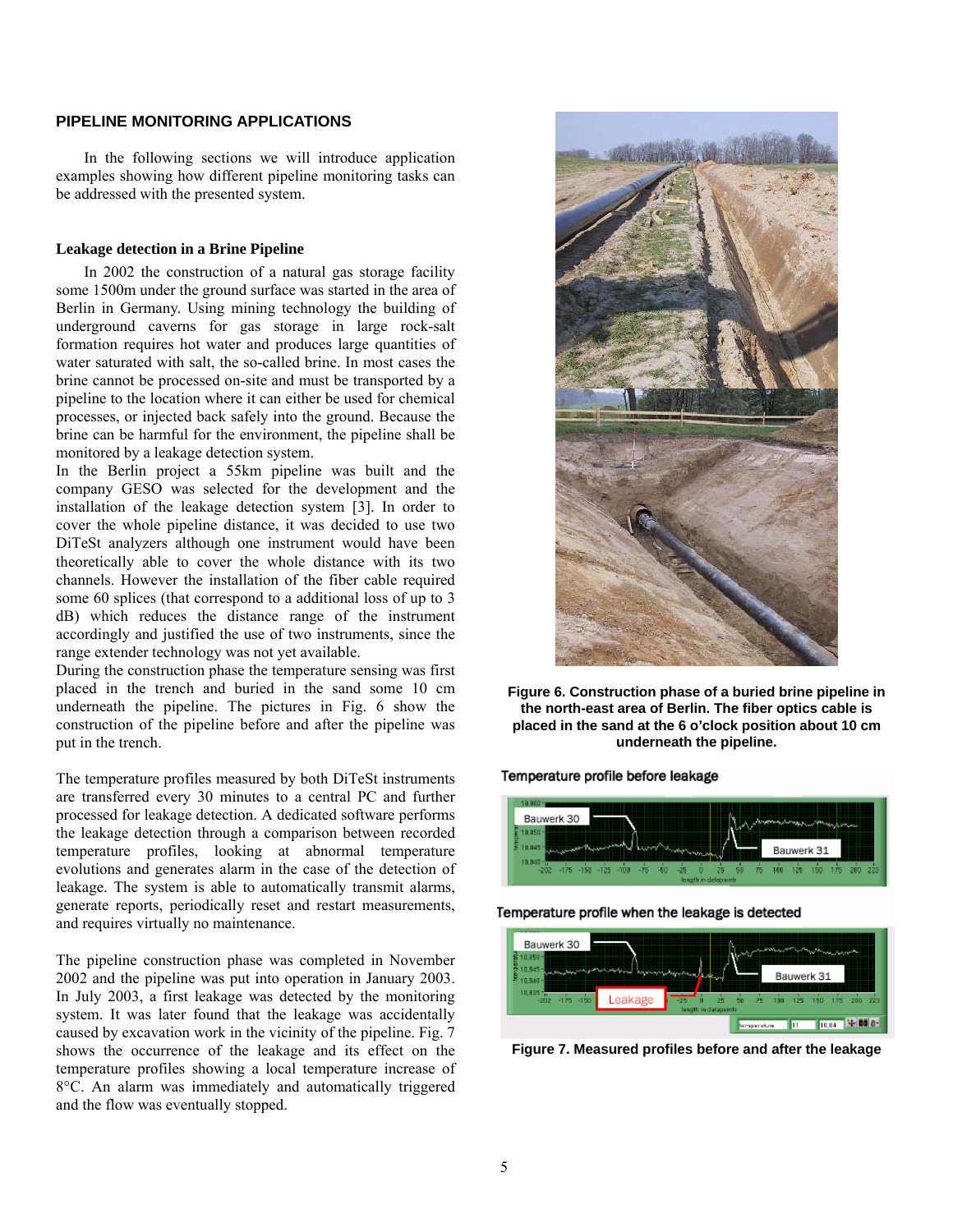## PIPELINE MONITORING APPLICATIONS

In the following sections we will introduce application examples showing how different pipeline monitoring tasks can be addressed with the presented system.

### Leakage detection in a Brine Pipeline

In 2002 the construction of a natural gas storage facility some 1500m under the ground surface was started in the area of Berlin in Germany. Using mining technology the building of underground caverns for gas storage in large rock-salt formation requires hot water and produces large quantities of water saturated with salt, the so-called brine. In most cases the brine cannot be processed on-site and must be transported by a pipeline to the location where it can either be used for chemical processes, or injected back safely into the ground. Because the brine can be harmful for the environment, the pipeline shall be monitored by a leakage detection system.

In the Berlin project a 55km pipeline was built and the company GESO was selected for the development and the installation of the leakage detection system [3]. In order to cover the whole pipeline distance, it was decided to use two DiTeSt analyzers although one instrument would have been theoretically able to cover the whole distance with its two channels. However the installation of the fiber cable required some 60 splices (that correspond to a additional loss of up to 3 dB) which reduces the distance range of the instrument accordingly and justified the use of two instruments, since the range extender technology was not yet available.

During the construction phase the temperature sensing was first placed in the trench and buried in the sand some 10 cm underneath the pipeline. The pictures in Fig. 6 show the construction of the pipeline before and after the pipeline was put in the trench.

The temperature profiles measured by both DiTeSt instruments are transferred every 30 minutes to a central PC and further processed for leakage detection. A dedicated software performs the leakage detection through a comparison between recorded temperature profiles, looking at abnormal temperature evolutions and generates alarm in the case of the detection of leakage. The system is able to automatically transmit alarms, generate reports, periodically reset and restart measurements, and requires virtually no maintenance.

The pipeline construction phase was completed in November 2002 and the pipeline was put into operation in January 2003. In July 2003, a first leakage was detected by the monitoring system. It was later found that the leakage was accidentally caused by excavation work in the vicinity of the pipeline. Fig. 7 shows the occurrence of the leakage and its effect on the temperature profiles showing a local temperature increase of 8°C. An alarm was immediately and automatically triggered and the flow was eventually stopped.

**Figure 6. Construction phase of a buried brine pipeline in the north-east area of Berlin. The fiber optics cable is placed in the sand at the 6 o'clock position about 10 cm underneath the pipeline.**

Temperature profile before leakage

Temperature profile when the leakage is detected

**Figure 7. Measured profiles before and after the leakage**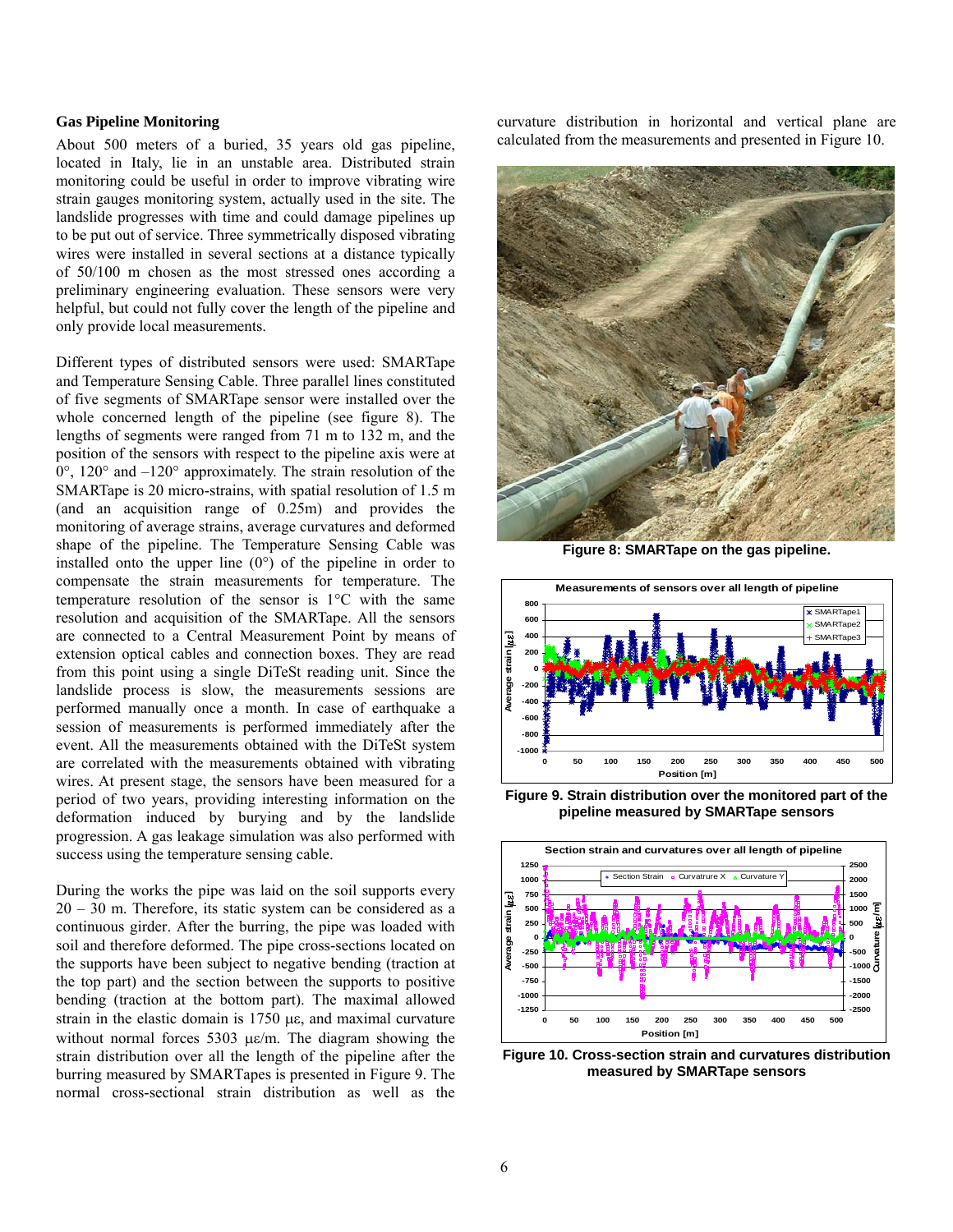**Gas Pipeline Monitoring**

About 500 meters of a buried, 35 years old gas pipeline, located in Italy, lie in an unstable area. Distributed strain monitoring could be useful in order to improve vibrating wire strain gauges monitoring system, actually used in the site. The landslide progresses with time and could damage pipelines up to be put out of service. Three symmetrically disposed vibrating wires were installed in several sections at a distance typically of 50/100 m chosen as the most stressed ones according a preliminary engineering evaluation. These sensors were very helpful, but could not fully cover the length of the pipeline and only provide local measurements.

Different types of distributed sensors were used: SMARTape and Temperature Sensing Cable. Three parallel lines constituted of five segments of SMARTape sensor were installed over the whole concerned length of the pipeline (see figure 8). The lengths of segments were ranged from 71 m to 132 m, and the position of the sensors with respect to the pipeline axis were at 0°, 120° and –120° approximately. The strain resolution of the SMARTape is 20 micro-strains, with spatial resolution of 1.5 m (and an acquisition range of 0.25m) and provides the monitoring of average strains, average curvatures and deformed shape of the pipeline. The Temperature Sensing Cable was installed onto the upper line (0°) of the pipeline in order to compensate the strain measurements for temperature. The temperature resolution of the sensor is 1°C with the same resolution and acquisition of the SMARTape. All the sensors are connected to a Central Measurement Point by means of extension optical cables and connection boxes. They are read from this point using a single DiTeSt reading unit. Since the landslide process is slow, the measurements sessions are performed manually once a month. In case of earthquake a session of measurements is performed immediately after the event. All the measurements obtained with the DiTeSt system are correlated with the measurements obtained with vibrating wires. At present stage, the sensors have been measured for a period of two years, providing interesting information on the deformation induced by burying and by the landslide progression. A gas leakage simulation was also performed with success using the temperature sensing cable.

During the works the pipe was laid on the soil supports every 20 – 30 m. Therefore, its static system can be considered as a continuous girder. After the burring, the pipe was loaded with soil and therefore deformed. The pipe cross-sections located on the supports have been subject to negative bending (traction at the top part) and the section between the supports to positive bending (traction at the bottom part). The maximal allowed strain in the elastic domain is 1750 με, and maximal curvature without normal forces 5303 με/m. The diagram showing the strain distribution over all the length of the pipeline after the burring measured by SMARTapes is presented in Figure 9. The normal cross-sectional strain distribution as well as the curvature distribution in horizontal and vertical plane are calculated from the measurements and presented in Figure 10.

**Figure 8: SMARTape on the gas pipeline.**

**Figure 9. Strain distribution over the monitored part of the pipeline measured by SMARTape sensors**

**Figure 10. Cross-section strain and curvatures distribution measured by SMARTape sensors**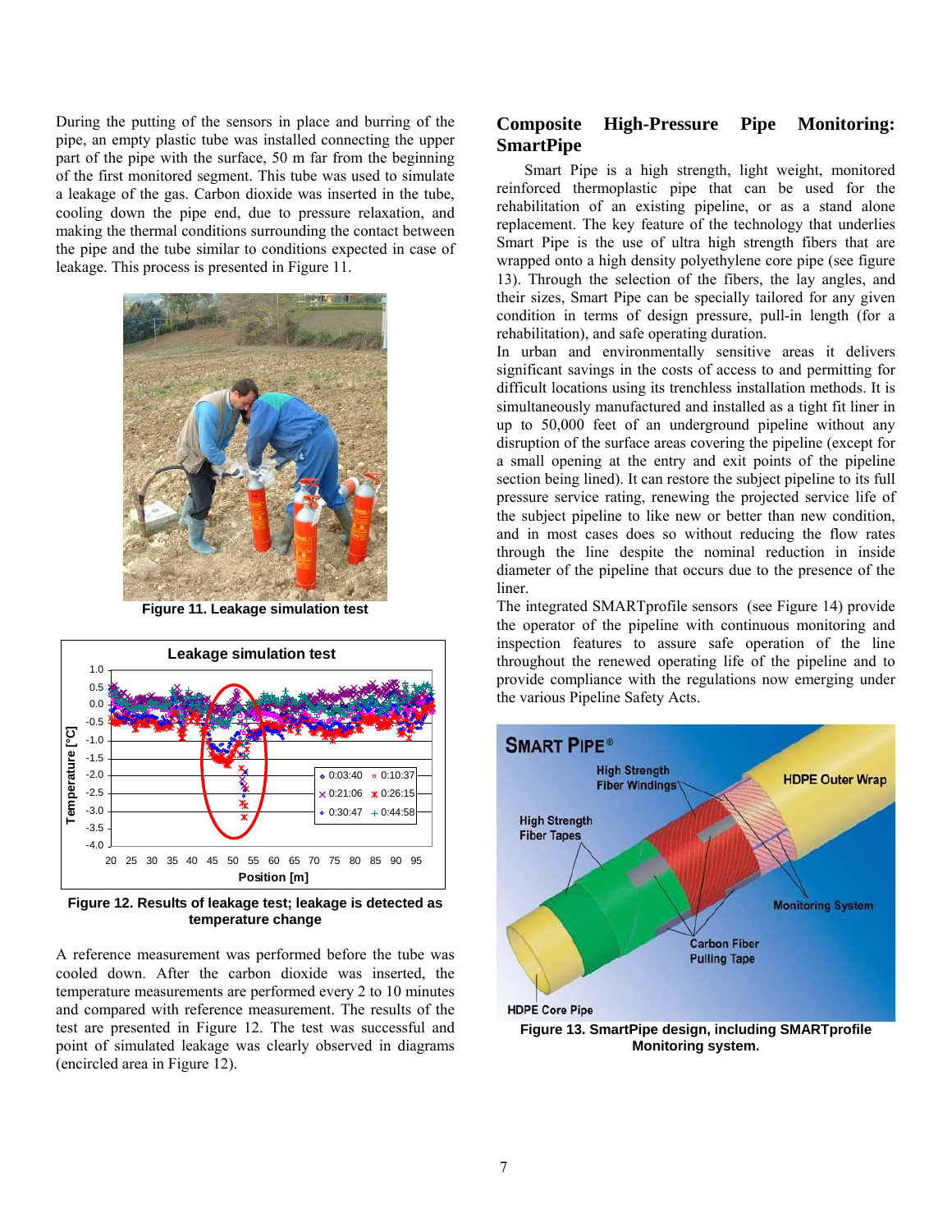During the putting of the sensors in place and burring of the pipe, an empty plastic tube was installed connecting the upper part of the pipe with the surface, 50 m far from the beginning of the first monitored segment. This tube was used to simulate a leakage of the gas. Carbon dioxide was inserted in the tube, cooling down the pipe end, due to pressure relaxation, and making the thermal conditions surrounding the contact between the pipe and the tube similar to conditions expected in case of leakage. This process is presented in Figure 11.

**Figure 11. Leakage simulation test**

Leakage simulation test

Temperature [°C]

1.0
0.5
0.0
-0.5
-1.0
-1.5
-2.0
-2.5
-3.0
-3.5
-4.0

20 25 30 35 40 45 50 55 60 65 70 75 80 85 90 95

Position [m]

0:03:40
0:10:37
0:21:06
0:26:15
0:30:47
0:44:58

**Figure 12. Results of leakage test; leakage is detected as temperature change**

A reference measurement was performed before the tube was cooled down. After the carbon dioxide was inserted, the temperature measurements are performed every 2 to 10 minutes and compared with reference measurement. The results of the test are presented in Figure 12. The test was successful and point of simulated leakage was clearly observed in diagrams (encircled area in Figure 12).

## Composite High-Pressure Pipe Monitoring: SmartPipe

Smart Pipe is a high strength, light weight, monitored reinforced thermoplastic pipe that can be used for the rehabilitation of an existing pipeline, or as a stand alone replacement. The key feature of the technology that underlies Smart Pipe is the use of ultra high strength fibers that are wrapped onto a high density polyethylene core pipe (see figure 13). Through the selection of the fibers, the lay angles, and their sizes, Smart Pipe can be specially tailored for any given condition in terms of design pressure, pull-in length (for a rehabilitation), and safe operating duration.

In urban and environmentally sensitive areas it delivers significant savings in the costs of access to and permitting for difficult locations using its trenchless installation methods. It is simultaneously manufactured and installed as a tight fit liner in up to 50,000 feet of an underground pipeline without any disruption of the surface areas covering the pipeline (except for a small opening at the entry and exit points of the pipeline section being lined). It can restore the subject pipeline to its full pressure service rating, renewing the projected service life of the subject pipeline to like new or better than new condition, and in most cases does so without reducing the flow rates through the line despite the nominal reduction in inside diameter of the pipeline that occurs due to the presence of the liner.

The integrated SMARTprofile sensors (see Figure 14) provide the operator of the pipeline with continuous monitoring and inspection features to assure safe operation of the line throughout the renewed operating life of the pipeline and to provide compliance with the regulations now emerging under the various Pipeline Safety Acts.

SMART PIPE®

High Strength Fiber Windings

HDPE Outer Wrap

High Strength Fiber Tapes

Monitoring System

Carbon Fiber Pulling Tape

HDPE Core Pipe

**Figure 13. SmartPipe design, including SMARTprofile Monitoring system.**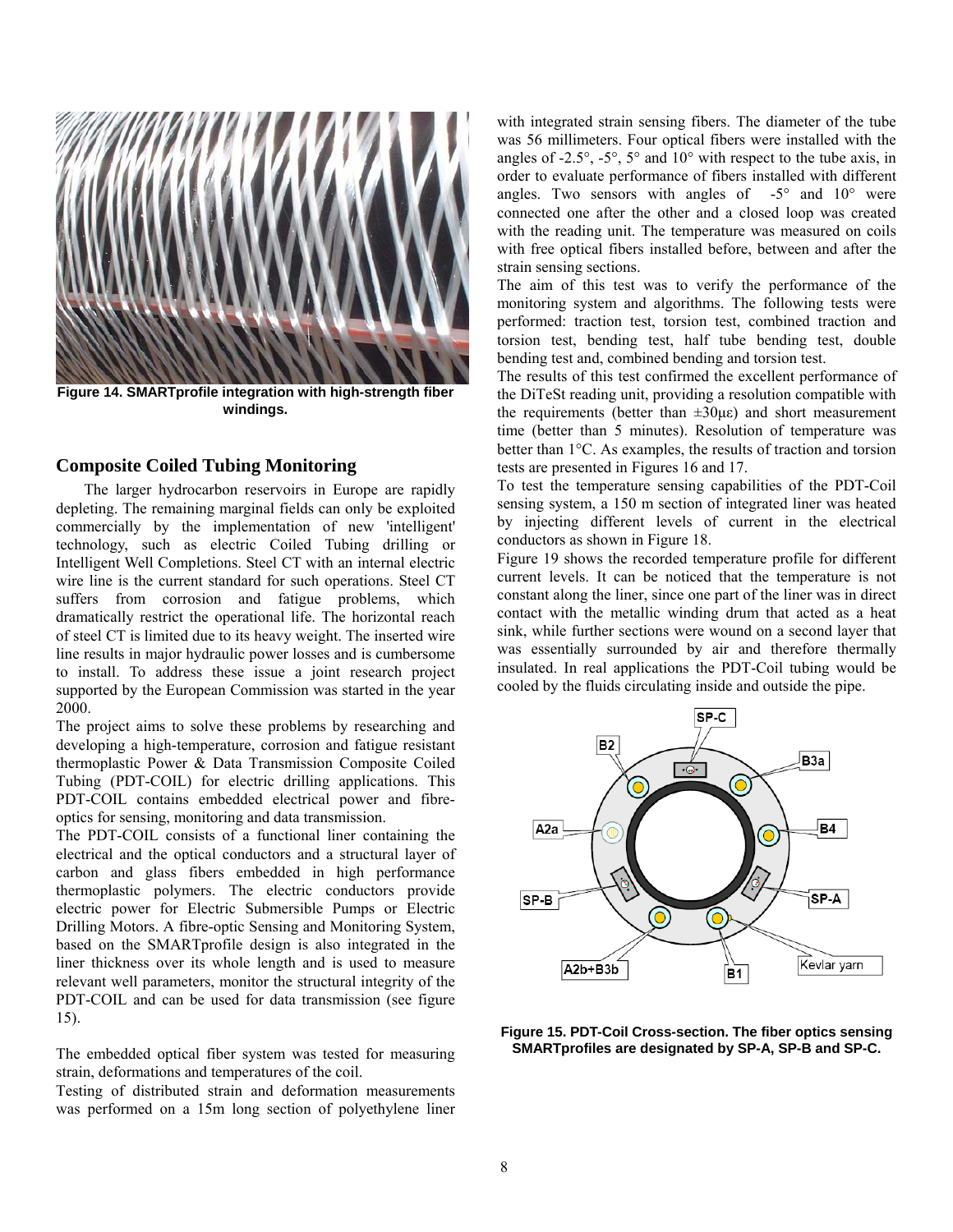Figure 14. SMARTprofile integration with high-strength fiber windings.

## Composite Coiled Tubing Monitoring

The larger hydrocarbon reservoirs in Europe are rapidly depleting. The remaining marginal fields can only be exploited commercially by the implementation of new 'intelligent' technology, such as electric Coiled Tubing drilling or Intelligent Well Completions. Steel CT with an internal electric wire line is the current standard for such operations. Steel CT suffers from corrosion and fatigue problems, which dramatically restrict the operational life. The horizontal reach of steel CT is limited due to its heavy weight. The inserted wire line results in major hydraulic power losses and is cumbersome to install. To address these issue a joint research project supported by the European Commission was started in the year 2000.

The project aims to solve these problems by researching and developing a high-temperature, corrosion and fatigue resistant thermoplastic Power & Data Transmission Composite Coiled Tubing (PDT-COIL) for electric drilling applications. This PDT-COIL contains embedded electrical power and fibre-optics for sensing, monitoring and data transmission.

The PDT-COIL consists of a functional liner containing the electrical and the optical conductors and a structural layer of carbon and glass fibers embedded in high performance thermoplastic polymers. The electric conductors provide electric power for Electric Submersible Pumps or Electric Drilling Motors. A fibre-optic Sensing and Monitoring System, based on the SMARTprofile design is also integrated in the liner thickness over its whole length and is used to measure relevant well parameters, monitor the structural integrity of the PDT-COIL and can be used for data transmission (see figure 15).

The embedded optical fiber system was tested for measuring strain, deformations and temperatures of the coil.

Testing of distributed strain and deformation measurements was performed on a 15m long section of polyethylene liner with integrated strain sensing fibers. The diameter of the tube was 56 millimeters. Four optical fibers were installed with the angles of -2.5°, -5°, 5° and 10° with respect to the tube axis, in order to evaluate performance of fibers installed with different angles. Two sensors with angles of -5° and 10° were connected one after the other and a closed loop was created with the reading unit. The temperature was measured on coils with free optical fibers installed before, between and after the strain sensing sections.

The aim of this test was to verify the performance of the monitoring system and algorithms. The following tests were performed: traction test, torsion test, combined traction and torsion test, bending test, half tube bending test, double bending test and, combined bending and torsion test.

The results of this test confirmed the excellent performance of the DiTeSt reading unit, providing a resolution compatible with the requirements (better than $\pm30\mu\varepsilon$) and short measurement time (better than 5 minutes). Resolution of temperature was better than 1°C. As examples, the results of traction and torsion tests are presented in Figures 16 and 17.

To test the temperature sensing capabilities of the PDT-Coil sensing system, a 150 m section of integrated liner was heated by injecting different levels of current in the electrical conductors as shown in Figure 18.

Figure 19 shows the recorded temperature profile for different current levels. It can be noticed that the temperature is not constant along the liner, since one part of the liner was in direct contact with the metallic winding drum that acted as a heat sink, while further sections were wound on a second layer that was essentially surrounded by air and therefore thermally insulated. In real applications the PDT-Coil tubing would be cooled by the fluids circulating inside and outside the pipe.

Figure 15. PDT-Coil Cross-section. The fiber optics sensing SMARTprofiles are designated by SP-A, SP-B and SP-C.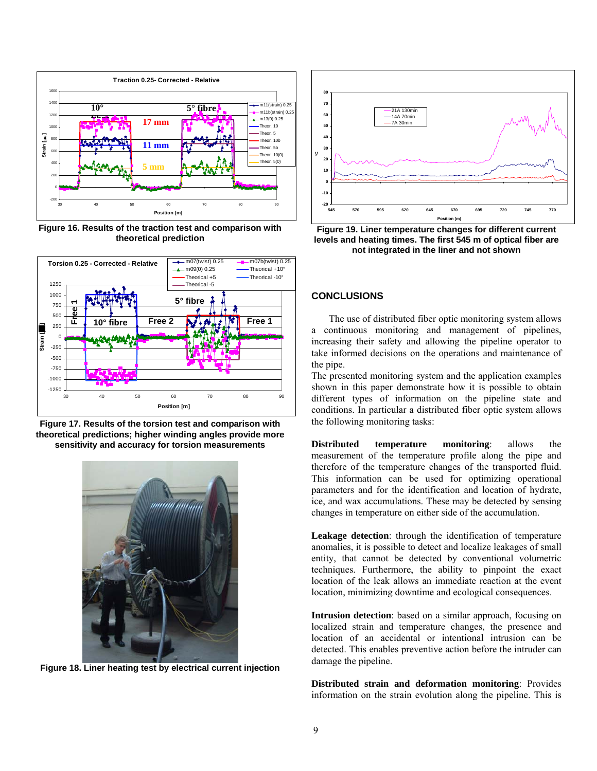Figure 16. Results of the traction test and comparison with theoretical prediction

Figure 17. Results of the torsion test and comparison with theoretical predictions; higher winding angles provide more sensitivity and accuracy for torsion measurements

Figure 18. Liner heating test by electrical current injection

Figure 19. Liner temperature changes for different current levels and heating times. The first 545 m of optical fiber are not integrated in the liner and not shown

## CONCLUSIONS

The use of distributed fiber optic monitoring system allows a continuous monitoring and management of pipelines, increasing their safety and allowing the pipeline operator to take informed decisions on the operations and maintenance of the pipe.

The presented monitoring system and the application examples shown in this paper demonstrate how it is possible to obtain different types of information on the pipeline state and conditions. In particular a distributed fiber optic system allows the following monitoring tasks:

**Distributed temperature monitoring**: allows the measurement of the temperature profile along the pipe and therefore of the temperature changes of the transported fluid. This information can be used for optimizing operational parameters and for the identification and location of hydrate, ice, and wax accumulations. These may be detected by sensing changes in temperature on either side of the accumulation.

**Leakage detection**: through the identification of temperature anomalies, it is possible to detect and localize leakages of small entity, that cannot be detected by conventional volumetric techniques. Furthermore, the ability to pinpoint the exact location of the leak allows an immediate reaction at the event location, minimizing downtime and ecological consequences.

**Intrusion detection**: based on a similar approach, focusing on localized strain and temperature changes, the presence and location of an accidental or intentional intrusion can be detected. This enables preventive action before the intruder can damage the pipeline.

**Distributed strain and deformation monitoring**: Provides information on the strain evolution along the pipeline. This is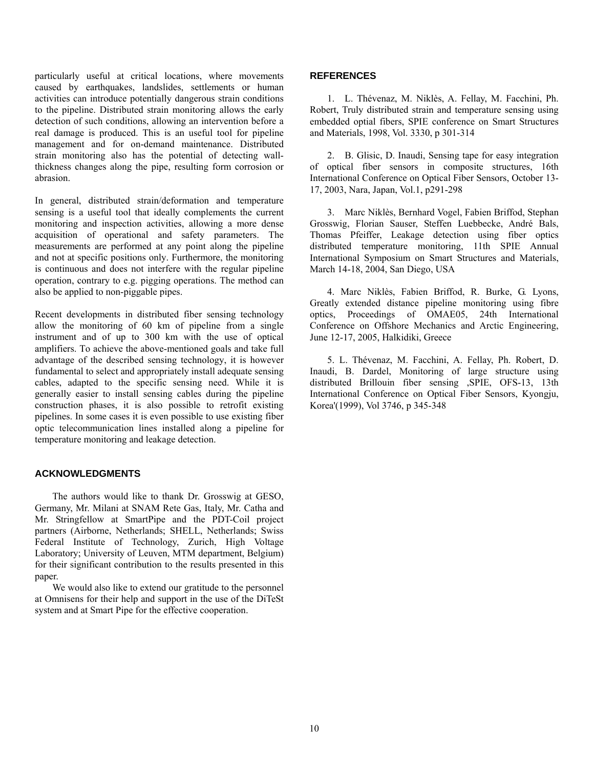particularly useful at critical locations, where movements caused by earthquakes, landslides, settlements or human activities can introduce potentially dangerous strain conditions to the pipeline. Distributed strain monitoring allows the early detection of such conditions, allowing an intervention before a real damage is produced. This is an useful tool for pipeline management and for on-demand maintenance. Distributed strain monitoring also has the potential of detecting wall-thickness changes along the pipe, resulting form corrosion or abrasion.

In general, distributed strain/deformation and temperature sensing is a useful tool that ideally complements the current monitoring and inspection activities, allowing a more dense acquisition of operational and safety parameters. The measurements are performed at any point along the pipeline and not at specific positions only. Furthermore, the monitoring is continuous and does not interfere with the regular pipeline operation, contrary to e.g. pigging operations. The method can also be applied to non-piggable pipes.

Recent developments in distributed fiber sensing technology allow the monitoring of 60 km of pipeline from a single instrument and of up to 300 km with the use of optical amplifiers. To achieve the above-mentioned goals and take full advantage of the described sensing technology, it is however fundamental to select and appropriately install adequate sensing cables, adapted to the specific sensing need. While it is generally easier to install sensing cables during the pipeline construction phases, it is also possible to retrofit existing pipelines. In some cases it is even possible to use existing fiber optic telecommunication lines installed along a pipeline for temperature monitoring and leakage detection.

## ACKNOWLEDGMENTS

The authors would like to thank Dr. Grosswig at GESO, Germany, Mr. Milani at SNAM Rete Gas, Italy, Mr. Catha and Mr. Stringfellow at SmartPipe and the PDT-Coil project partners (Airborne, Netherlands; SHELL, Netherlands; Swiss Federal Institute of Technology, Zurich, High Voltage Laboratory; University of Leuven, MTM department, Belgium) for their significant contribution to the results presented in this paper.

We would also like to extend our gratitude to the personnel at Omnisens for their help and support in the use of the DiTeSt system and at Smart Pipe for the effective cooperation.

## REFERENCES

1. L. Thévenaz, M. Niklès, A. Fellay, M. Facchini, Ph. Robert, Truly distributed strain and temperature sensing using embedded optial fibers, SPIE conference on Smart Structures and Materials, 1998, Vol. 3330, p 301-314

2. B. Glisic, D. Inaudi, Sensing tape for easy integration of optical fiber sensors in composite structures, 16th International Conference on Optical Fiber Sensors, October 13-17, 2003, Nara, Japan, Vol.1, p291-298

3. Marc Niklès, Bernhard Vogel, Fabien Briffod, Stephan Grosswig, Florian Sauser, Steffen Luebbecke, André Bals, Thomas Pfeiffer, Leakage detection using fiber optics distributed temperature monitoring, 11th SPIE Annual International Symposium on Smart Structures and Materials, March 14-18, 2004, San Diego, USA

4. Marc Niklès, Fabien Briffod, R. Burke, G. Lyons, Greatly extended distance pipeline monitoring using fibre optics, Proceedings of OMAE05, 24th International Conference on Offshore Mechanics and Arctic Engineering, June 12-17, 2005, Halkidiki, Greece

5. L. Thévenaz, M. Facchini, A. Fellay, Ph. Robert, D. Inaudi, B. Dardel, Monitoring of large structure using distributed Brillouin fiber sensing ,SPIE, OFS-13, 13th International Conference on Optical Fiber Sensors, Kyongju, Korea'(1999), Vol 3746, p 345-348